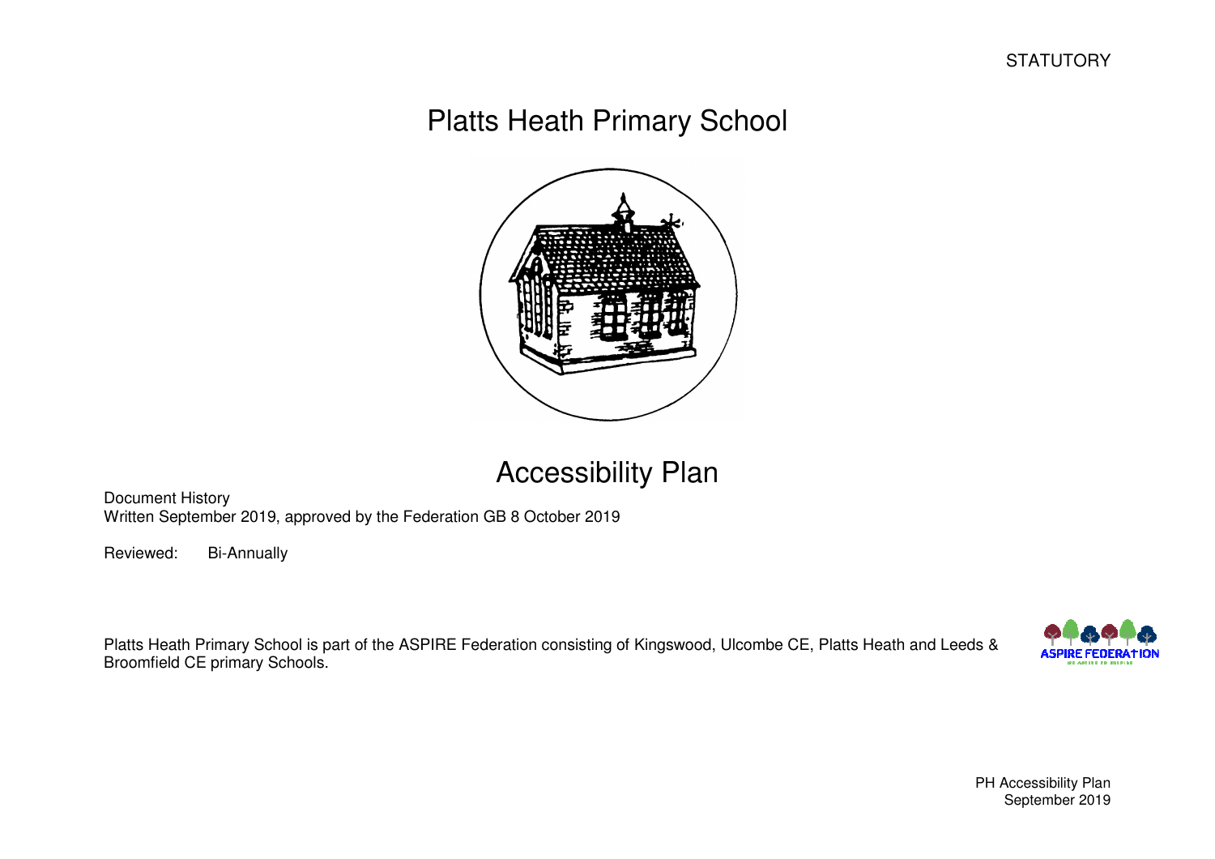STATUTORY

# Platts Heath Primary School

# Accessibility Plan

Document History
Written September 2019, approved by the Federation GB 8 October 2019

Reviewed: Bi-Annually

Platts Heath Primary School is part of the ASPIRE Federation consisting of Kingswood, Ulcombe CE, Platts Heath and Leeds & Broomfield CE primary Schools.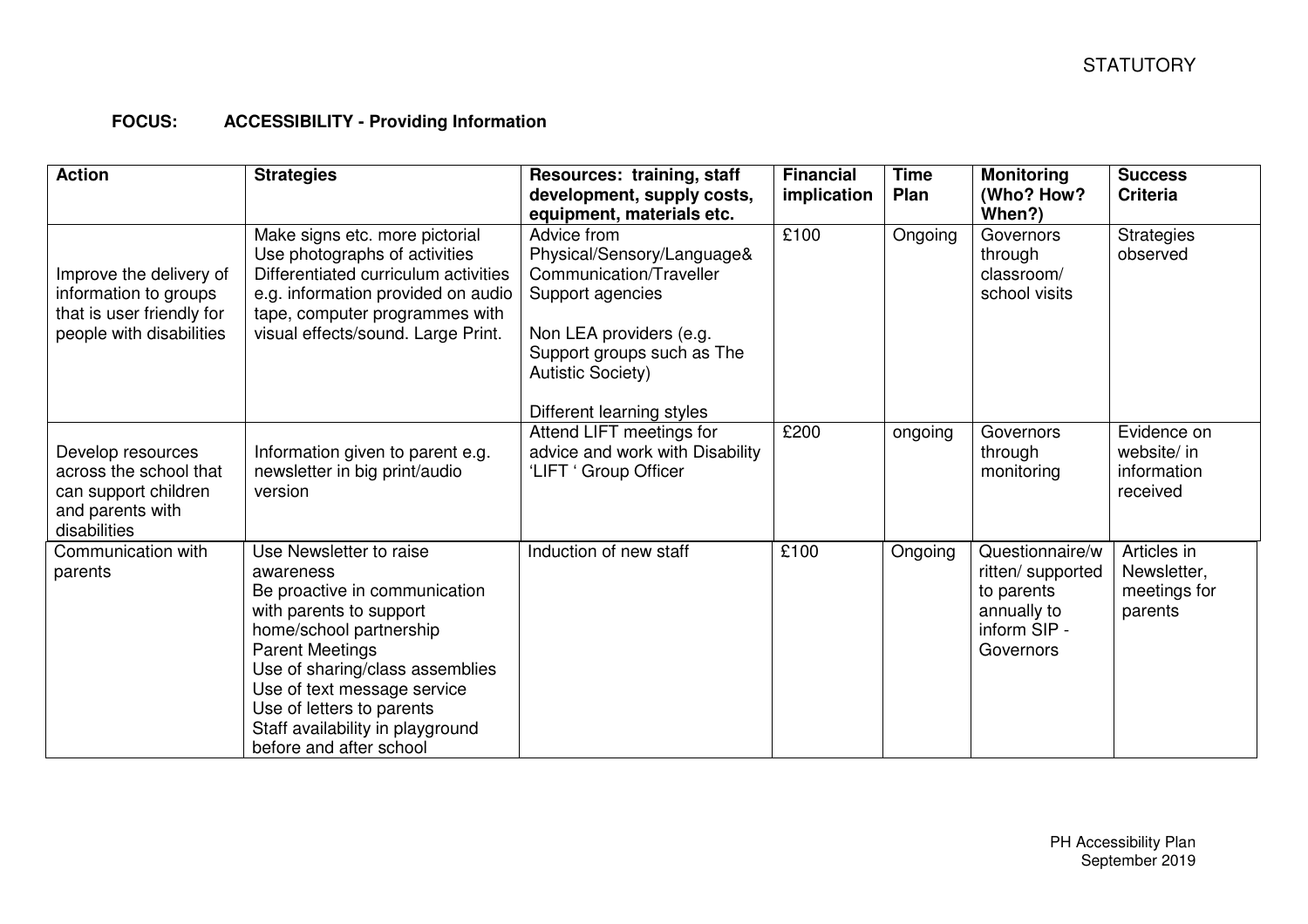**FOCUS: ACCESSIBILITY - Providing Information**

| Action | Strategies | Resources: training, staff development, supply costs, equipment, materials etc. | Financial implication | Time Plan | Monitoring (Who? How? When?) | Success Criteria |
|---|---|---|---|---|---|---|
| Improve the delivery of information to groups that is user friendly for people with disabilities | Make signs etc. more pictorial<br>Use photographs of activities<br>Differentiated curriculum activities e.g. information provided on audio tape, computer programmes with visual effects/sound. Large Print. | Advice from Physical/Sensory/Language& Communication/Traveller Support agencies<br><br>Non LEA providers (e.g. Support groups such as The Autistic Society)<br><br>Different learning styles | £100 | Ongoing | Governors through classroom/ school visits | Strategies observed |
| Develop resources across the school that can support children and parents with disabilities | Information given to parent e.g. newsletter in big print/audio version | Attend LIFT meetings for advice and work with Disability 'LIFT ' Group Officer | £200 | ongoing | Governors through monitoring | Evidence on website/ in information received |
| Communication with parents | Use Newsletter to raise awareness<br>Be proactive in communication with parents to support home/school partnership<br>Parent Meetings<br>Use of sharing/class assemblies<br>Use of text message service<br>Use of letters to parents<br>Staff availability in playground before and after school | Induction of new staff | £100 | Ongoing | Questionnaire/written/ supported to parents annually to inform SIP - Governors | Articles in Newsletter, meetings for parents |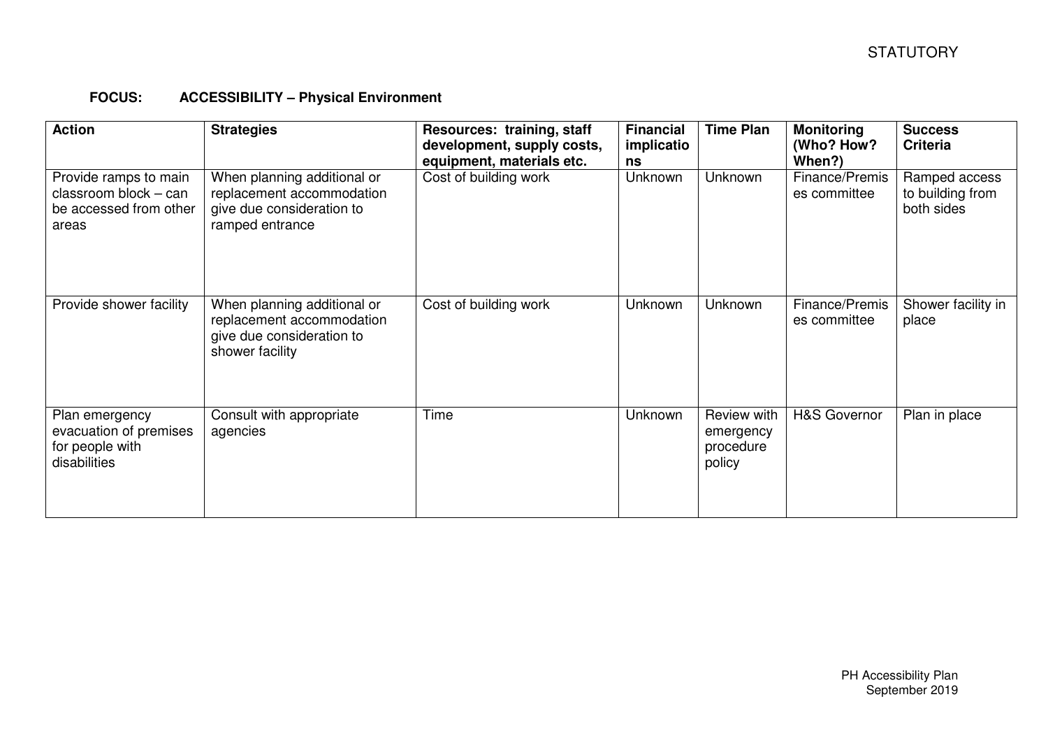**FOCUS: ACCESSIBILITY – Physical Environment**

| Action | Strategies | Resources: training, staff development, supply costs, equipment, materials etc. | Financial implications | Time Plan | Monitoring (Who? How? When?) | Success Criteria |
|---|---|---|---|---|---|---|
| Provide ramps to main classroom block – can be accessed from other areas | When planning additional or replacement accommodation give due consideration to ramped entrance | Cost of building work | Unknown | Unknown | Finance/Premises committee | Ramped access to building from both sides |
| Provide shower facility | When planning additional or replacement accommodation give due consideration to shower facility | Cost of building work | Unknown | Unknown | Finance/Premises committee | Shower facility in place |
| Plan emergency evacuation of premises for people with disabilities | Consult with appropriate agencies | Time | Unknown | Review with emergency procedure policy | H&S Governor | Plan in place |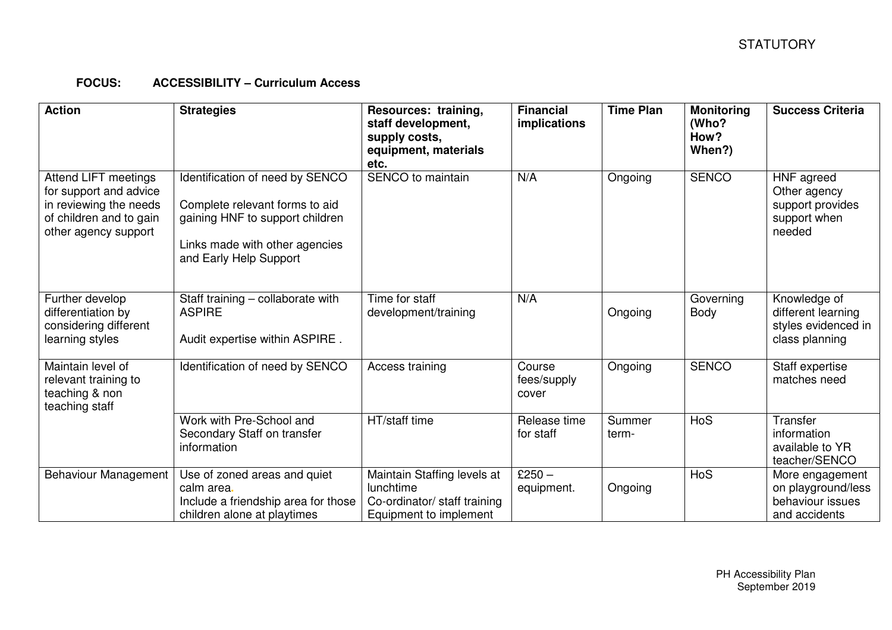STATUTORY

**FOCUS: ACCESSIBILITY – Curriculum Access**

| Action | Strategies | Resources: training, staff development, supply costs, equipment, materials etc. | Financial implications | Time Plan | Monitoring (Who? How? When?) | Success Criteria |
|---|---|---|---|---|---|---|
| Attend LIFT meetings for support and advice in reviewing the needs of children and to gain other agency support | Identification of need by SENCO<br><br>Complete relevant forms to aid gaining HNF to support children<br><br>Links made with other agencies and Early Help Support | SENCO to maintain | N/A | Ongoing | SENCO | HNF agreed<br>Other agency support provides support when needed |
| Further develop differentiation by considering different learning styles | Staff training – collaborate with ASPIRE<br><br>Audit expertise within ASPIRE . | Time for staff development/training | N/A | Ongoing | Governing Body | Knowledge of different learning styles evidenced in class planning |
| Maintain level of relevant training to teaching & non teaching staff | Identification of need by SENCO | Access training | Course fees/supply cover | Ongoing | SENCO | Staff expertise matches need |
| | Work with Pre-School and Secondary Staff on transfer information | HT/staff time | Release time for staff | Summer term- | HoS | Transfer information available to YR teacher/SENCO |
| Behaviour Management | Use of zoned areas and quiet calm area.<br>Include a friendship area for those children alone at playtimes | Maintain Staffing levels at lunchtime<br>Co-ordinator/ staff training<br>Equipment to implement | £250 – equipment. | Ongoing | HoS | More engagement on playground/less behaviour issues and accidents |

PH Accessibility Plan
September 2019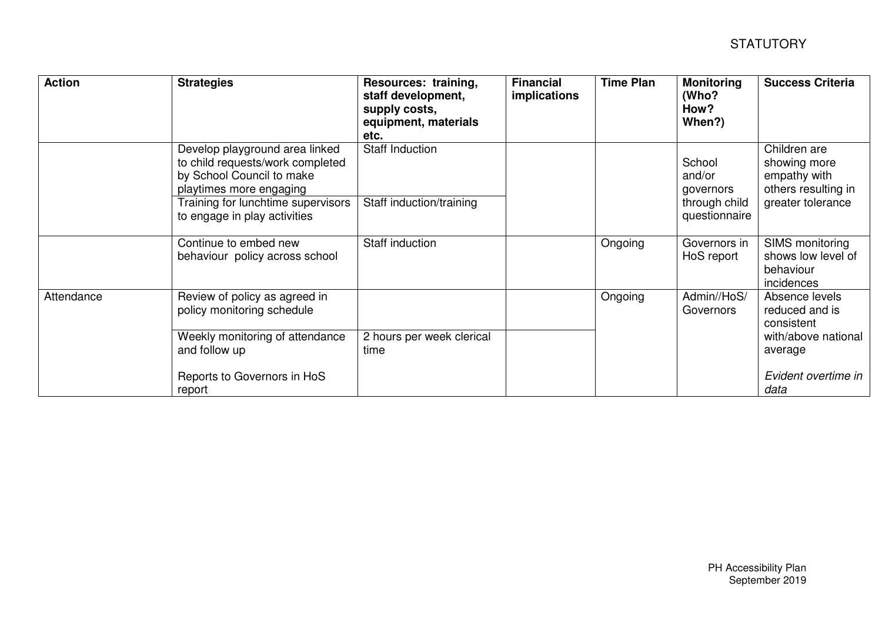| Action | Strategies | Resources: training, staff development, supply costs, equipment, materials etc. | Financial implications | Time Plan | Monitoring (Who? How? When?) | Success Criteria |
|---|---|---|---|---|---|---|
| | Develop playground area linked to child requests/work completed by School Council to make playtimes more engaging | Staff Induction | | | School and/or governors through child questionnaire | Children are showing more empathy with others resulting in greater tolerance |
| | Training for lunchtime supervisors to engage in play activities | Staff induction/training | | | | |
| | Continue to embed new behaviour policy across school | Staff induction | | Ongoing | Governors in HoS report | SIMS monitoring shows low level of behaviour incidences |
| Attendance | Review of policy as agreed in policy monitoring schedule | | | Ongoing | Admin//HoS/ Governors | Absence levels reduced and is consistent with/above national average<br><br>*Evident overtime in data* |
| | Weekly monitoring of attendance and follow up<br><br>Reports to Governors in HoS report | 2 hours per week clerical time | | | | |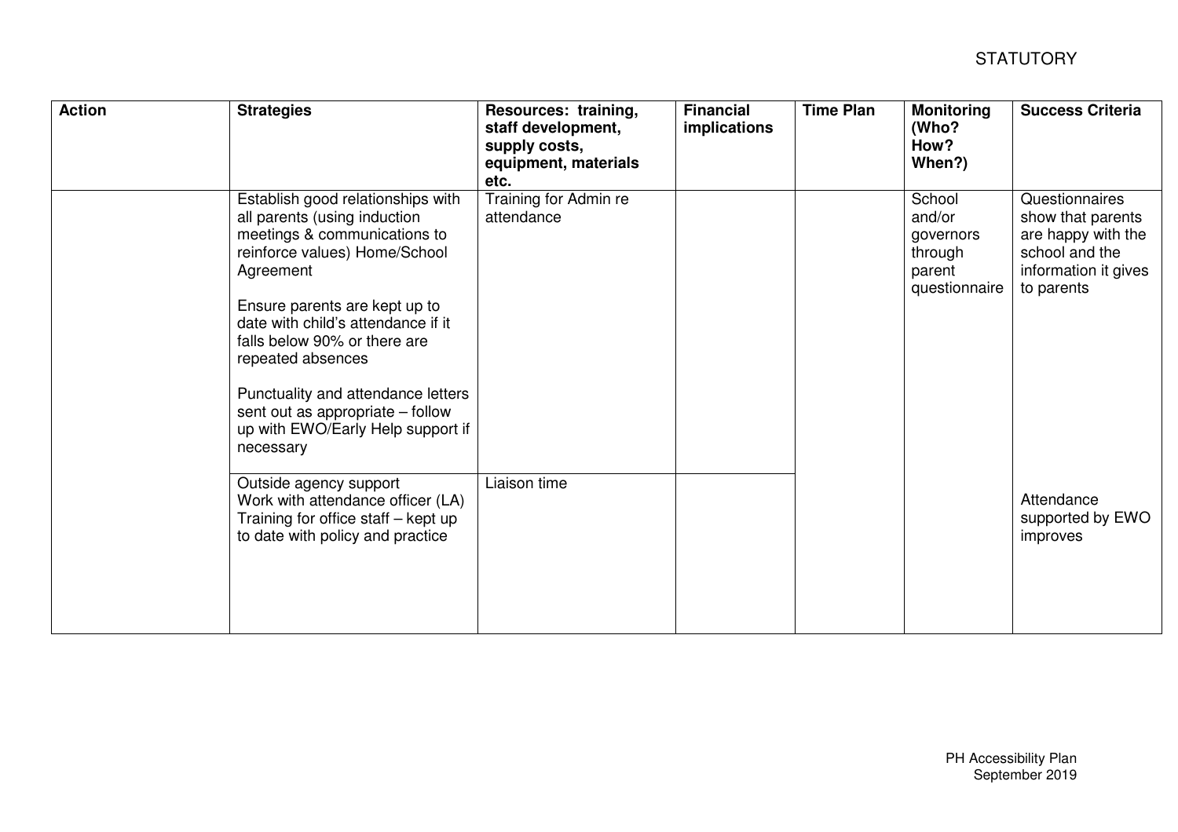STATUTORY

| Action | Strategies | Resources: training, staff development, supply costs, equipment, materials etc. | Financial implications | Time Plan | Monitoring (Who? How? When?) | Success Criteria |
|---|---|---|---|---|---|---|
| | Establish good relationships with all parents (using induction meetings & communications to reinforce values) Home/School Agreement<br><br>Ensure parents are kept up to date with child's attendance if it falls below 90% or there are repeated absences<br><br>Punctuality and attendance letters sent out as appropriate – follow up with EWO/Early Help support if necessary | Training for Admin re attendance | | | School and/or governors through parent questionnaire | Questionnaires show that parents are happy with the school and the information it gives to parents |
| | Outside agency support<br>Work with attendance officer (LA)<br>Training for office staff – kept up to date with policy and practice | Liaison time | | | | Attendance supported by EWO improves |

PH Accessibility Plan
September 2019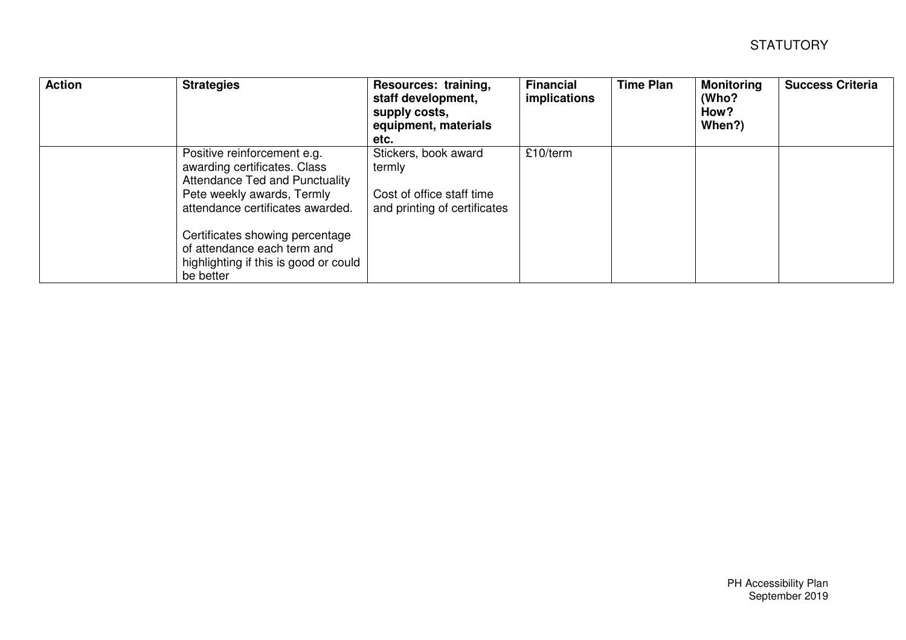| Action | Strategies | Resources: training, staff development, supply costs, equipment, materials etc. | Financial implications | Time Plan | Monitoring (Who? How? When?) | Success Criteria |
|---|---|---|---|---|---|---|
| | Positive reinforcement e.g. awarding certificates. Class Attendance Ted and Punctuality Pete weekly awards, Termly attendance certificates awarded.<br><br>Certificates showing percentage of attendance each term and highlighting if this is good or could be better | Stickers, book award termly<br><br>Cost of office staff time and printing of certificates | £10/term | | | |